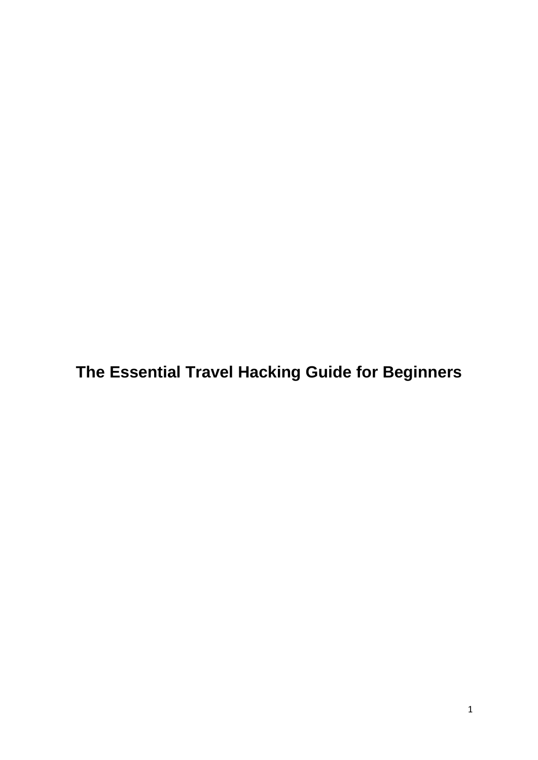# The Essential Travel Hacking Guide for Beginners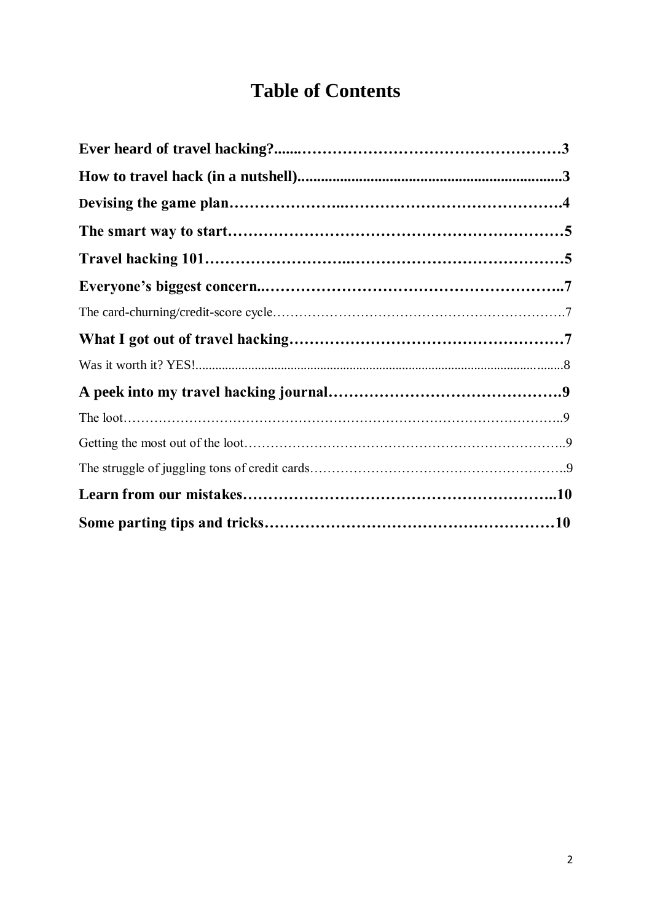# Table of Contents

**Ever heard of travel hacking?......……………………………………………3**

**How to travel hack (in a nutshell)......................................................................3**

**Devising the game plan…………………..…………………………………….4**

**The smart way to start…………………………………………………………5**

**Travel hacking 101……………………..………………………………………5**

**Everyone's biggest concern..…………………………………………………..7**

The card-churning/credit-score cycle………………………………………………………….7

**What I got out of travel hacking……………………………………………7**

Was it worth it? YES!................................................................................................................8

**A peek into my travel hacking journal……………………………………….9**

The loot………………………………………………………………………………………..9

Getting the most out of the loot………………………………………………………………..9

The struggle of juggling tons of credit cards…………………………………………………..9

**Learn from our mistakes……………………………………………………..10**

**Some parting tips and tricks…………………………………………………10**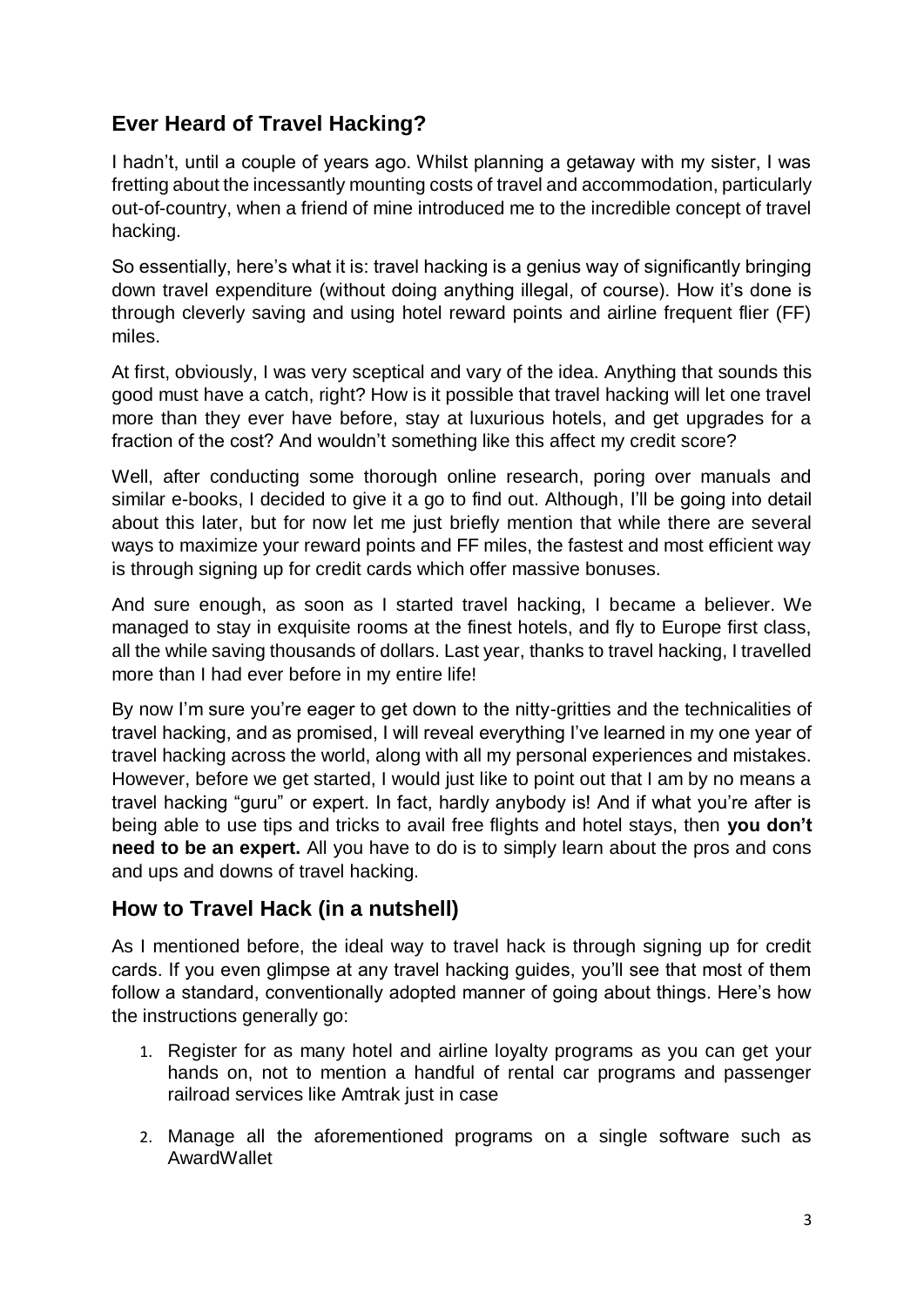## Ever Heard of Travel Hacking?

I hadn't, until a couple of years ago. Whilst planning a getaway with my sister, I was fretting about the incessantly mounting costs of travel and accommodation, particularly out-of-country, when a friend of mine introduced me to the incredible concept of travel hacking.

So essentially, here's what it is: travel hacking is a genius way of significantly bringing down travel expenditure (without doing anything illegal, of course). How it's done is through cleverly saving and using hotel reward points and airline frequent flier (FF) miles.

At first, obviously, I was very sceptical and vary of the idea. Anything that sounds this good must have a catch, right? How is it possible that travel hacking will let one travel more than they ever have before, stay at luxurious hotels, and get upgrades for a fraction of the cost? And wouldn't something like this affect my credit score?

Well, after conducting some thorough online research, poring over manuals and similar e-books, I decided to give it a go to find out. Although, I'll be going into detail about this later, but for now let me just briefly mention that while there are several ways to maximize your reward points and FF miles, the fastest and most efficient way is through signing up for credit cards which offer massive bonuses.

And sure enough, as soon as I started travel hacking, I became a believer. We managed to stay in exquisite rooms at the finest hotels, and fly to Europe first class, all the while saving thousands of dollars. Last year, thanks to travel hacking, I travelled more than I had ever before in my entire life!

By now I'm sure you're eager to get down to the nitty-gritties and the technicalities of travel hacking, and as promised, I will reveal everything I've learned in my one year of travel hacking across the world, along with all my personal experiences and mistakes. However, before we get started, I would just like to point out that I am by no means a travel hacking "guru" or expert. In fact, hardly anybody is! And if what you're after is being able to use tips and tricks to avail free flights and hotel stays, then **you don't need to be an expert.** All you have to do is to simply learn about the pros and cons and ups and downs of travel hacking.

## How to Travel Hack (in a nutshell)

As I mentioned before, the ideal way to travel hack is through signing up for credit cards. If you even glimpse at any travel hacking guides, you'll see that most of them follow a standard, conventionally adopted manner of going about things. Here's how the instructions generally go:

1. Register for as many hotel and airline loyalty programs as you can get your hands on, not to mention a handful of rental car programs and passenger railroad services like Amtrak just in case
2. Manage all the aforementioned programs on a single software such as AwardWallet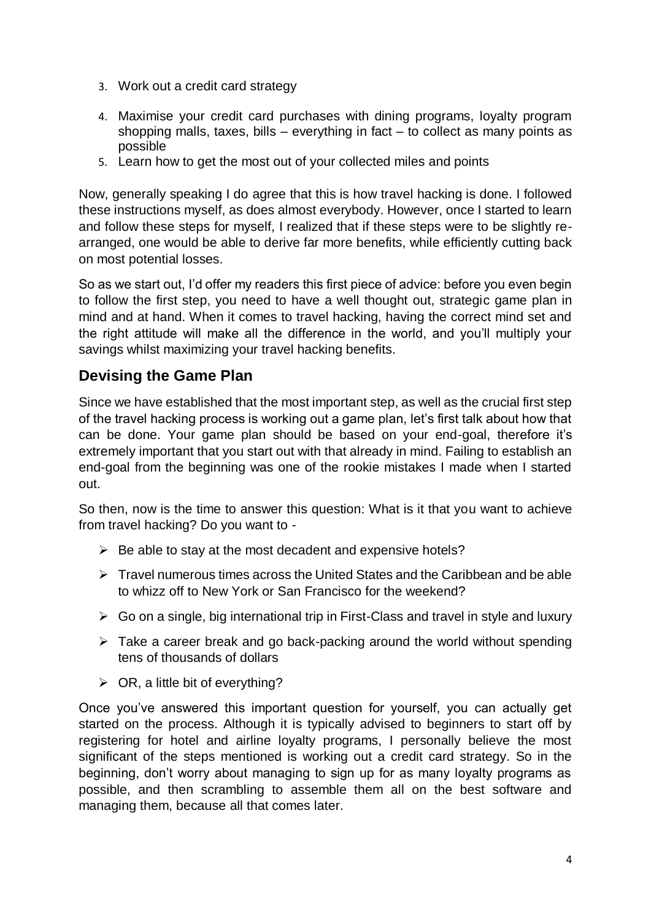3. Work out a credit card strategy
4. Maximise your credit card purchases with dining programs, loyalty program shopping malls, taxes, bills – everything in fact – to collect as many points as possible
5. Learn how to get the most out of your collected miles and points

Now, generally speaking I do agree that this is how travel hacking is done. I followed these instructions myself, as does almost everybody. However, once I started to learn and follow these steps for myself, I realized that if these steps were to be slightly re-arranged, one would be able to derive far more benefits, while efficiently cutting back on most potential losses.

So as we start out, I'd offer my readers this first piece of advice: before you even begin to follow the first step, you need to have a well thought out, strategic game plan in mind and at hand. When it comes to travel hacking, having the correct mind set and the right attitude will make all the difference in the world, and you'll multiply your savings whilst maximizing your travel hacking benefits.

## Devising the Game Plan

Since we have established that the most important step, as well as the crucial first step of the travel hacking process is working out a game plan, let's first talk about how that can be done. Your game plan should be based on your end-goal, therefore it's extremely important that you start out with that already in mind. Failing to establish an end-goal from the beginning was one of the rookie mistakes I made when I started out.

So then, now is the time to answer this question: What is it that you want to achieve from travel hacking? Do you want to -

- Be able to stay at the most decadent and expensive hotels?
- Travel numerous times across the United States and the Caribbean and be able to whizz off to New York or San Francisco for the weekend?
- Go on a single, big international trip in First-Class and travel in style and luxury
- Take a career break and go back-packing around the world without spending tens of thousands of dollars
- OR, a little bit of everything?

Once you've answered this important question for yourself, you can actually get started on the process. Although it is typically advised to beginners to start off by registering for hotel and airline loyalty programs, I personally believe the most significant of the steps mentioned is working out a credit card strategy. So in the beginning, don't worry about managing to sign up for as many loyalty programs as possible, and then scrambling to assemble them all on the best software and managing them, because all that comes later.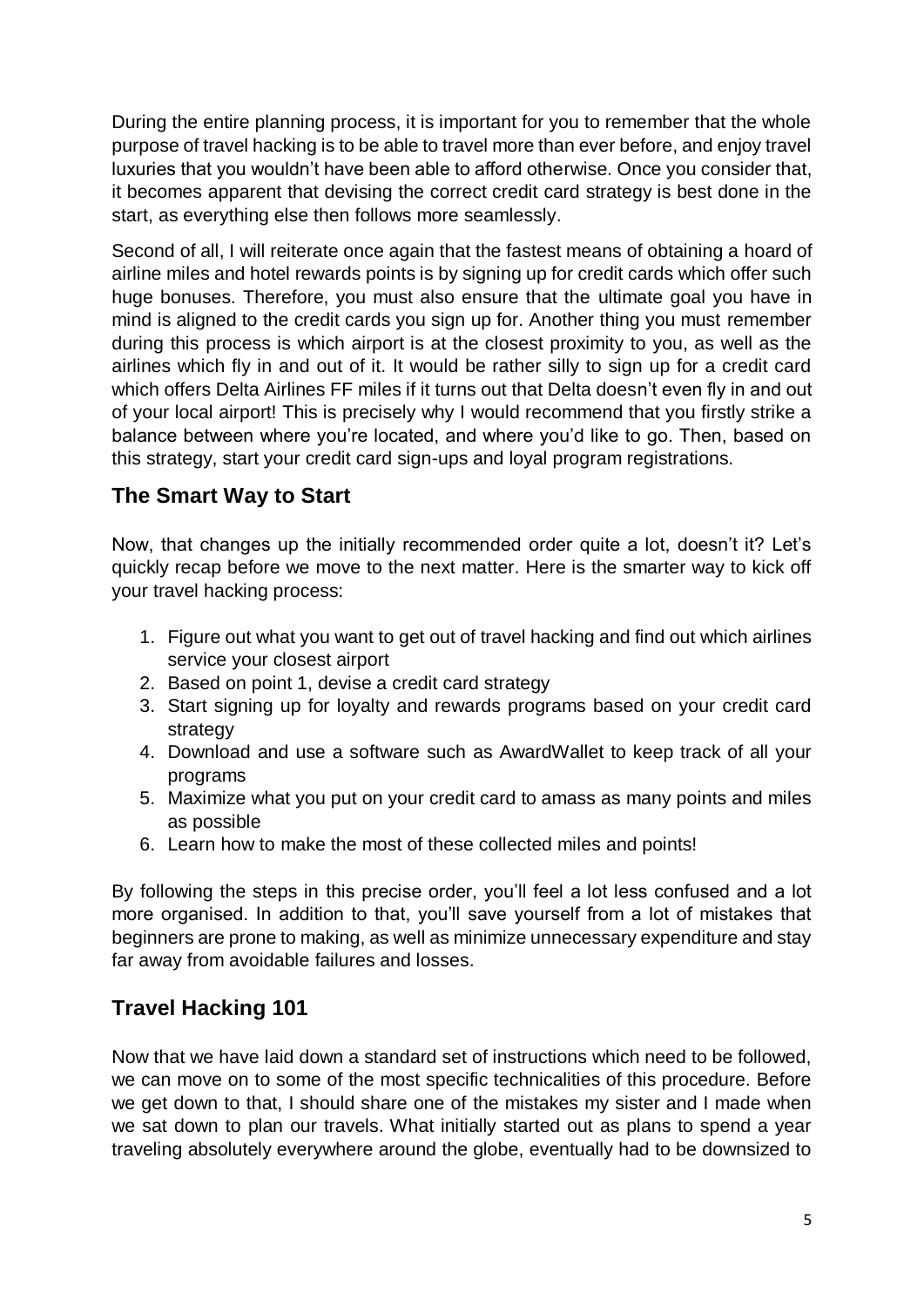During the entire planning process, it is important for you to remember that the whole purpose of travel hacking is to be able to travel more than ever before, and enjoy travel luxuries that you wouldn't have been able to afford otherwise. Once you consider that, it becomes apparent that devising the correct credit card strategy is best done in the start, as everything else then follows more seamlessly.

Second of all, I will reiterate once again that the fastest means of obtaining a hoard of airline miles and hotel rewards points is by signing up for credit cards which offer such huge bonuses. Therefore, you must also ensure that the ultimate goal you have in mind is aligned to the credit cards you sign up for. Another thing you must remember during this process is which airport is at the closest proximity to you, as well as the airlines which fly in and out of it. It would be rather silly to sign up for a credit card which offers Delta Airlines FF miles if it turns out that Delta doesn't even fly in and out of your local airport! This is precisely why I would recommend that you firstly strike a balance between where you're located, and where you'd like to go. Then, based on this strategy, start your credit card sign-ups and loyal program registrations.

## The Smart Way to Start

Now, that changes up the initially recommended order quite a lot, doesn't it? Let's quickly recap before we move to the next matter. Here is the smarter way to kick off your travel hacking process:

1. Figure out what you want to get out of travel hacking and find out which airlines service your closest airport
2. Based on point 1, devise a credit card strategy
3. Start signing up for loyalty and rewards programs based on your credit card strategy
4. Download and use a software such as AwardWallet to keep track of all your programs
5. Maximize what you put on your credit card to amass as many points and miles as possible
6. Learn how to make the most of these collected miles and points!

By following the steps in this precise order, you'll feel a lot less confused and a lot more organised. In addition to that, you'll save yourself from a lot of mistakes that beginners are prone to making, as well as minimize unnecessary expenditure and stay far away from avoidable failures and losses.

## Travel Hacking 101

Now that we have laid down a standard set of instructions which need to be followed, we can move on to some of the most specific technicalities of this procedure. Before we get down to that, I should share one of the mistakes my sister and I made when we sat down to plan our travels. What initially started out as plans to spend a year traveling absolutely everywhere around the globe, eventually had to be downsized to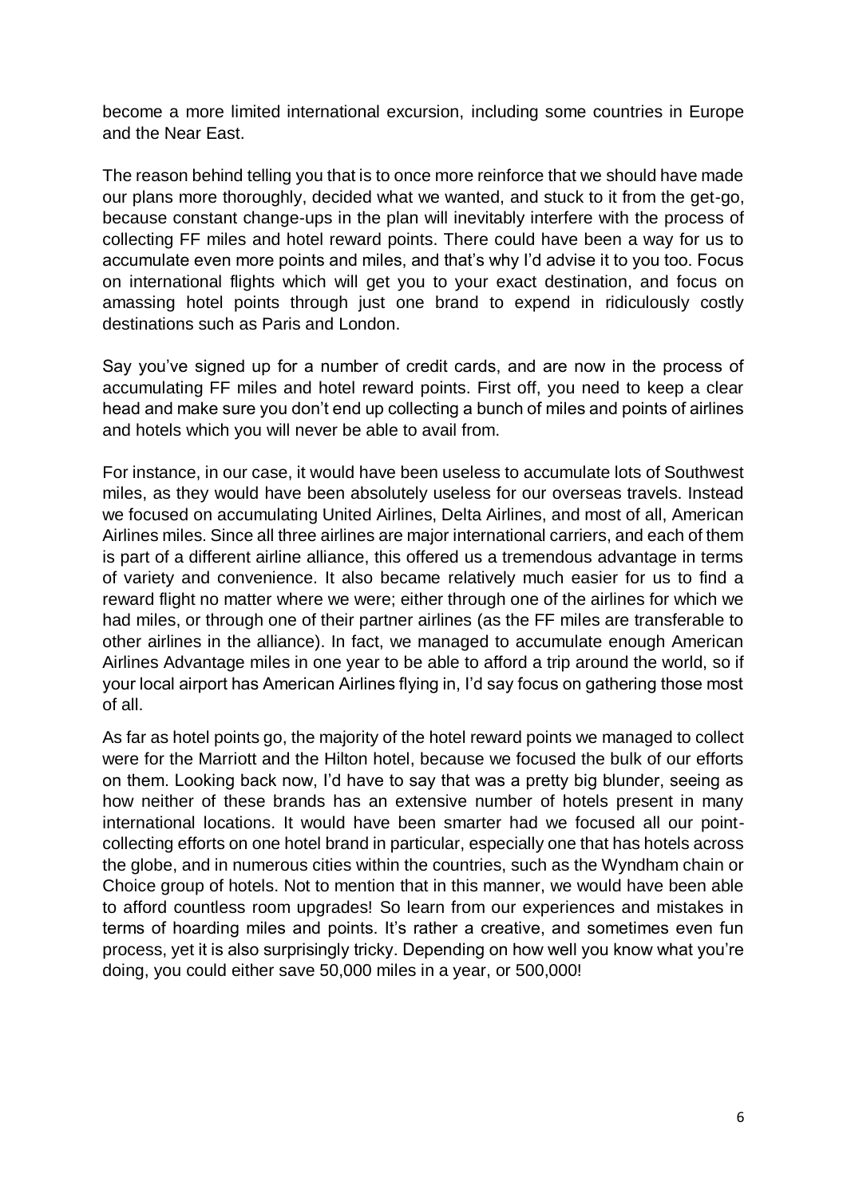become a more limited international excursion, including some countries in Europe and the Near East.

The reason behind telling you that is to once more reinforce that we should have made our plans more thoroughly, decided what we wanted, and stuck to it from the get-go, because constant change-ups in the plan will inevitably interfere with the process of collecting FF miles and hotel reward points. There could have been a way for us to accumulate even more points and miles, and that's why I'd advise it to you too. Focus on international flights which will get you to your exact destination, and focus on amassing hotel points through just one brand to expend in ridiculously costly destinations such as Paris and London.

Say you've signed up for a number of credit cards, and are now in the process of accumulating FF miles and hotel reward points. First off, you need to keep a clear head and make sure you don't end up collecting a bunch of miles and points of airlines and hotels which you will never be able to avail from.

For instance, in our case, it would have been useless to accumulate lots of Southwest miles, as they would have been absolutely useless for our overseas travels. Instead we focused on accumulating United Airlines, Delta Airlines, and most of all, American Airlines miles. Since all three airlines are major international carriers, and each of them is part of a different airline alliance, this offered us a tremendous advantage in terms of variety and convenience. It also became relatively much easier for us to find a reward flight no matter where we were; either through one of the airlines for which we had miles, or through one of their partner airlines (as the FF miles are transferable to other airlines in the alliance). In fact, we managed to accumulate enough American Airlines Advantage miles in one year to be able to afford a trip around the world, so if your local airport has American Airlines flying in, I'd say focus on gathering those most of all.

As far as hotel points go, the majority of the hotel reward points we managed to collect were for the Marriott and the Hilton hotel, because we focused the bulk of our efforts on them. Looking back now, I'd have to say that was a pretty big blunder, seeing as how neither of these brands has an extensive number of hotels present in many international locations. It would have been smarter had we focused all our point-collecting efforts on one hotel brand in particular, especially one that has hotels across the globe, and in numerous cities within the countries, such as the Wyndham chain or Choice group of hotels. Not to mention that in this manner, we would have been able to afford countless room upgrades! So learn from our experiences and mistakes in terms of hoarding miles and points. It's rather a creative, and sometimes even fun process, yet it is also surprisingly tricky. Depending on how well you know what you're doing, you could either save 50,000 miles in a year, or 500,000!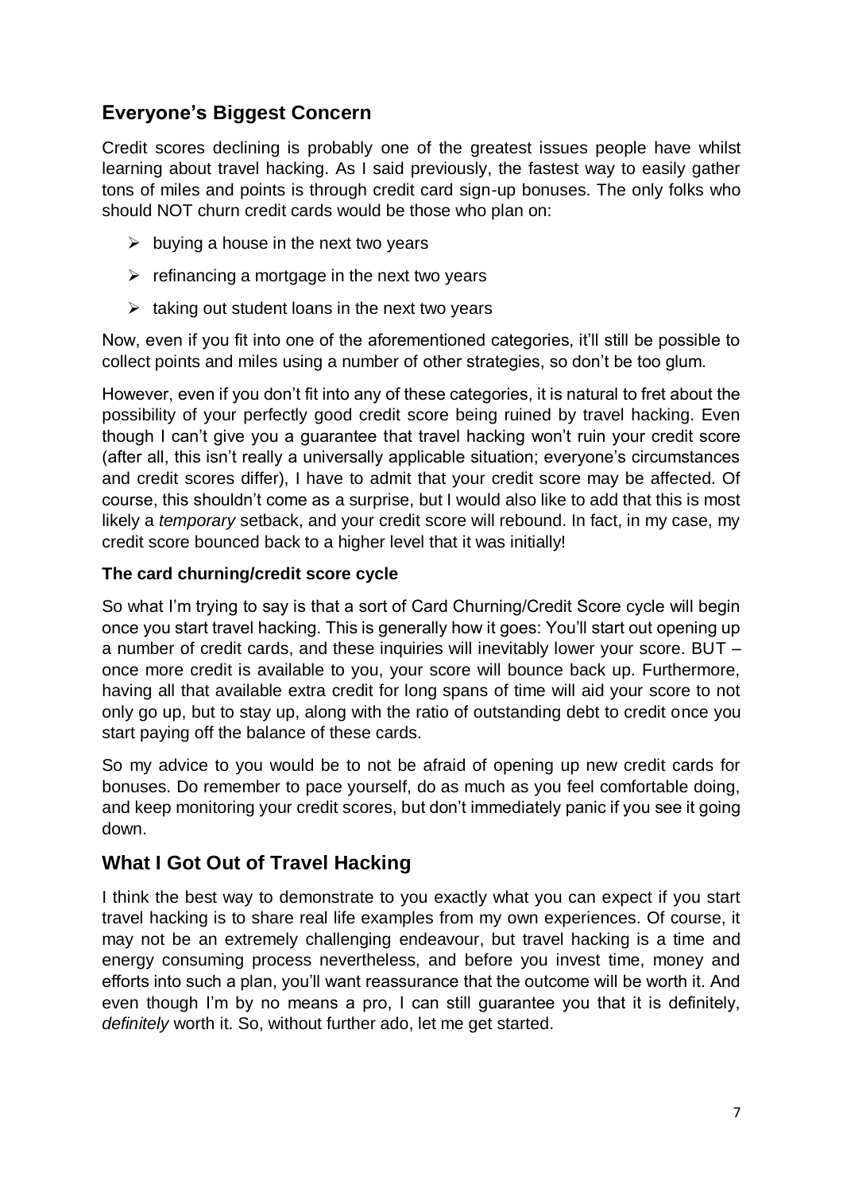## Everyone's Biggest Concern

Credit scores declining is probably one of the greatest issues people have whilst learning about travel hacking. As I said previously, the fastest way to easily gather tons of miles and points is through credit card sign-up bonuses. The only folks who should NOT churn credit cards would be those who plan on:

- buying a house in the next two years
- refinancing a mortgage in the next two years
- taking out student loans in the next two years

Now, even if you fit into one of the aforementioned categories, it'll still be possible to collect points and miles using a number of other strategies, so don't be too glum.

However, even if you don't fit into any of these categories, it is natural to fret about the possibility of your perfectly good credit score being ruined by travel hacking. Even though I can't give you a guarantee that travel hacking won't ruin your credit score (after all, this isn't really a universally applicable situation; everyone's circumstances and credit scores differ), I have to admit that your credit score may be affected. Of course, this shouldn't come as a surprise, but I would also like to add that this is most likely a *temporary* setback, and your credit score will rebound. In fact, in my case, my credit score bounced back to a higher level that it was initially!

#### The card churning/credit score cycle

So what I'm trying to say is that a sort of Card Churning/Credit Score cycle will begin once you start travel hacking. This is generally how it goes: You'll start out opening up a number of credit cards, and these inquiries will inevitably lower your score. BUT – once more credit is available to you, your score will bounce back up. Furthermore, having all that available extra credit for long spans of time will aid your score to not only go up, but to stay up, along with the ratio of outstanding debt to credit once you start paying off the balance of these cards.

So my advice to you would be to not be afraid of opening up new credit cards for bonuses. Do remember to pace yourself, do as much as you feel comfortable doing, and keep monitoring your credit scores, but don't immediately panic if you see it going down.

## What I Got Out of Travel Hacking

I think the best way to demonstrate to you exactly what you can expect if you start travel hacking is to share real life examples from my own experiences. Of course, it may not be an extremely challenging endeavour, but travel hacking is a time and energy consuming process nevertheless, and before you invest time, money and efforts into such a plan, you'll want reassurance that the outcome will be worth it. And even though I'm by no means a pro, I can still guarantee you that it is definitely, *definitely* worth it. So, without further ado, let me get started.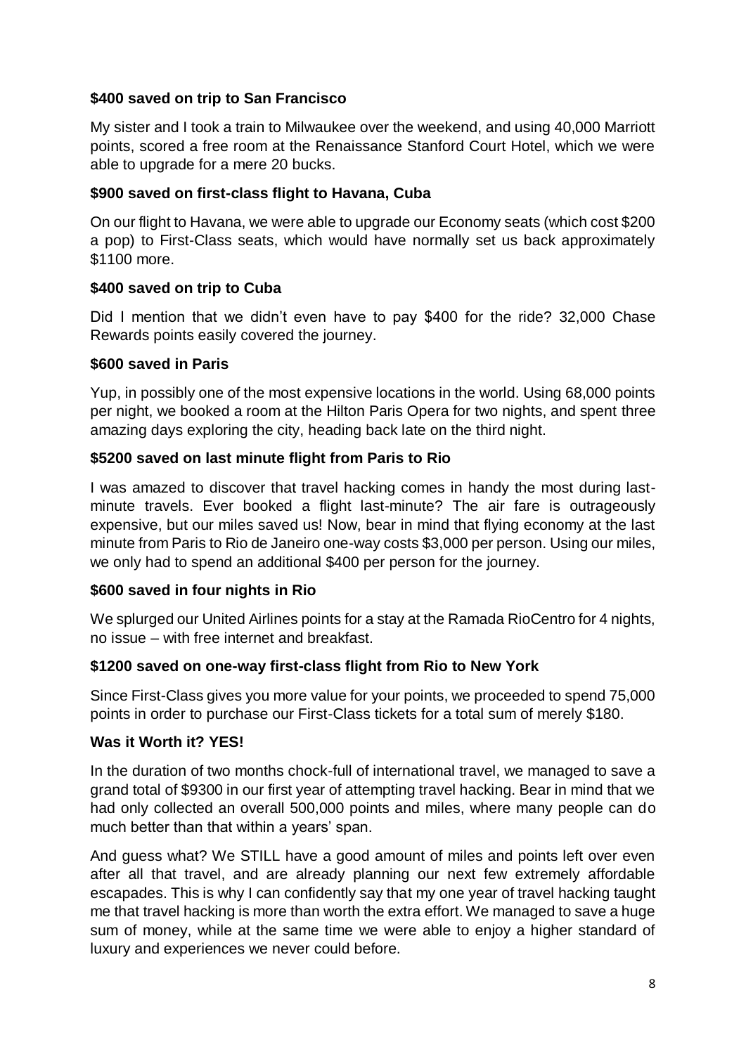**$400 saved on trip to San Francisco**

My sister and I took a train to Milwaukee over the weekend, and using 40,000 Marriott points, scored a free room at the Renaissance Stanford Court Hotel, which we were able to upgrade for a mere 20 bucks.

**$900 saved on first-class flight to Havana, Cuba**

On our flight to Havana, we were able to upgrade our Economy seats (which cost $200 a pop) to First-Class seats, which would have normally set us back approximately $1100 more.

**$400 saved on trip to Cuba**

Did I mention that we didn't even have to pay $400 for the ride? 32,000 Chase Rewards points easily covered the journey.

**$600 saved in Paris**

Yup, in possibly one of the most expensive locations in the world. Using 68,000 points per night, we booked a room at the Hilton Paris Opera for two nights, and spent three amazing days exploring the city, heading back late on the third night.

**$5200 saved on last minute flight from Paris to Rio**

I was amazed to discover that travel hacking comes in handy the most during last-minute travels. Ever booked a flight last-minute? The air fare is outrageously expensive, but our miles saved us! Now, bear in mind that flying economy at the last minute from Paris to Rio de Janeiro one-way costs $3,000 per person. Using our miles, we only had to spend an additional $400 per person for the journey.

**$600 saved in four nights in Rio**

We splurged our United Airlines points for a stay at the Ramada RioCentro for 4 nights, no issue – with free internet and breakfast.

**$1200 saved on one-way first-class flight from Rio to New York**

Since First-Class gives you more value for your points, we proceeded to spend 75,000 points in order to purchase our First-Class tickets for a total sum of merely $180.

**Was it Worth it? YES!**

In the duration of two months chock-full of international travel, we managed to save a grand total of $9300 in our first year of attempting travel hacking. Bear in mind that we had only collected an overall 500,000 points and miles, where many people can do much better than that within a years' span.

And guess what? We STILL have a good amount of miles and points left over even after all that travel, and are already planning our next few extremely affordable escapades. This is why I can confidently say that my one year of travel hacking taught me that travel hacking is more than worth the extra effort. We managed to save a huge sum of money, while at the same time we were able to enjoy a higher standard of luxury and experiences we never could before.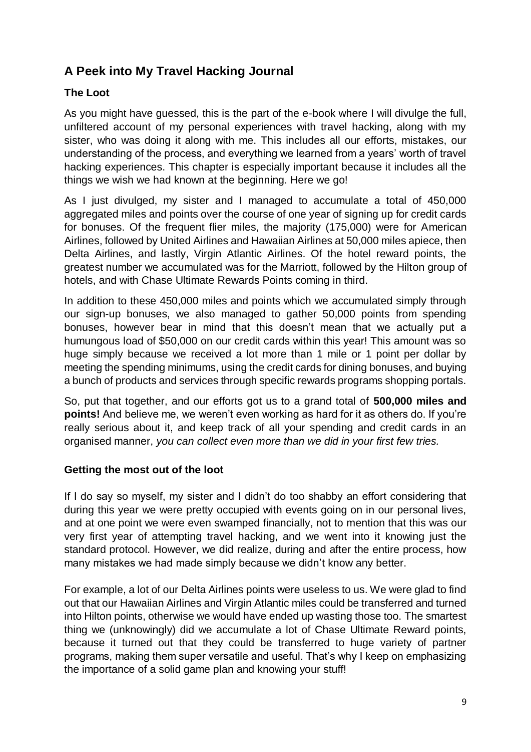## A Peek into My Travel Hacking Journal

### The Loot

As you might have guessed, this is the part of the e-book where I will divulge the full, unfiltered account of my personal experiences with travel hacking, along with my sister, who was doing it along with me. This includes all our efforts, mistakes, our understanding of the process, and everything we learned from a years' worth of travel hacking experiences. This chapter is especially important because it includes all the things we wish we had known at the beginning. Here we go!

As I just divulged, my sister and I managed to accumulate a total of 450,000 aggregated miles and points over the course of one year of signing up for credit cards for bonuses. Of the frequent flier miles, the majority (175,000) were for American Airlines, followed by United Airlines and Hawaiian Airlines at 50,000 miles apiece, then Delta Airlines, and lastly, Virgin Atlantic Airlines. Of the hotel reward points, the greatest number we accumulated was for the Marriott, followed by the Hilton group of hotels, and with Chase Ultimate Rewards Points coming in third.

In addition to these 450,000 miles and points which we accumulated simply through our sign-up bonuses, we also managed to gather 50,000 points from spending bonuses, however bear in mind that this doesn't mean that we actually put a humungous load of $50,000 on our credit cards within this year! This amount was so huge simply because we received a lot more than 1 mile or 1 point per dollar by meeting the spending minimums, using the credit cards for dining bonuses, and buying a bunch of products and services through specific rewards programs shopping portals.

So, put that together, and our efforts got us to a grand total of **500,000 miles and points!** And believe me, we weren't even working as hard for it as others do. If you're really serious about it, and keep track of all your spending and credit cards in an organised manner, *you can collect even more than we did in your first few tries.*

### Getting the most out of the loot

If I do say so myself, my sister and I didn't do too shabby an effort considering that during this year we were pretty occupied with events going on in our personal lives, and at one point we were even swamped financially, not to mention that this was our very first year of attempting travel hacking, and we went into it knowing just the standard protocol. However, we did realize, during and after the entire process, how many mistakes we had made simply because we didn't know any better.

For example, a lot of our Delta Airlines points were useless to us. We were glad to find out that our Hawaiian Airlines and Virgin Atlantic miles could be transferred and turned into Hilton points, otherwise we would have ended up wasting those too. The smartest thing we (unknowingly) did we accumulate a lot of Chase Ultimate Reward points, because it turned out that they could be transferred to huge variety of partner programs, making them super versatile and useful. That's why I keep on emphasizing the importance of a solid game plan and knowing your stuff!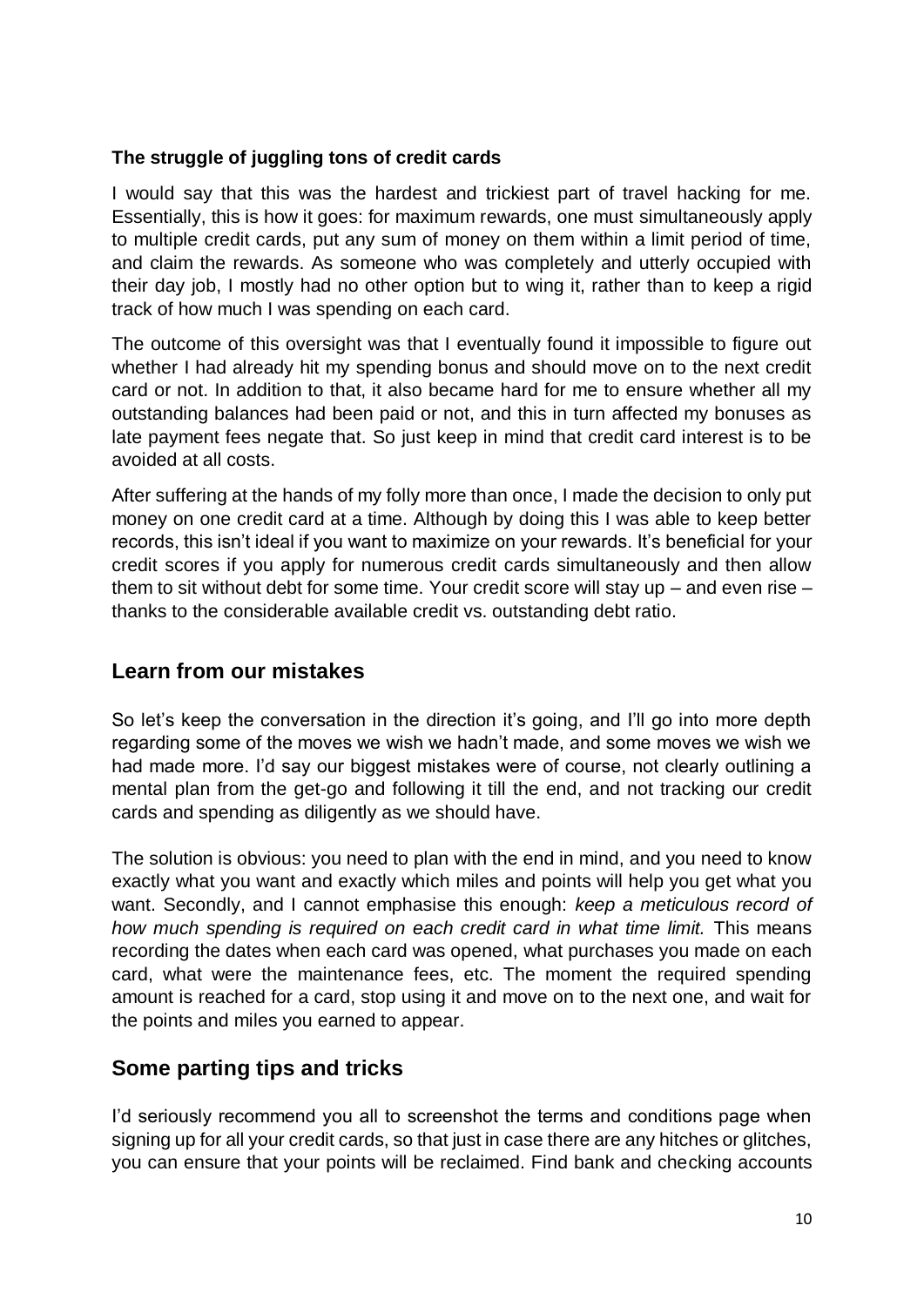**The struggle of juggling tons of credit cards**

I would say that this was the hardest and trickiest part of travel hacking for me. Essentially, this is how it goes: for maximum rewards, one must simultaneously apply to multiple credit cards, put any sum of money on them within a limit period of time, and claim the rewards. As someone who was completely and utterly occupied with their day job, I mostly had no other option but to wing it, rather than to keep a rigid track of how much I was spending on each card.

The outcome of this oversight was that I eventually found it impossible to figure out whether I had already hit my spending bonus and should move on to the next credit card or not. In addition to that, it also became hard for me to ensure whether all my outstanding balances had been paid or not, and this in turn affected my bonuses as late payment fees negate that. So just keep in mind that credit card interest is to be avoided at all costs.

After suffering at the hands of my folly more than once, I made the decision to only put money on one credit card at a time. Although by doing this I was able to keep better records, this isn't ideal if you want to maximize on your rewards. It's beneficial for your credit scores if you apply for numerous credit cards simultaneously and then allow them to sit without debt for some time. Your credit score will stay up – and even rise – thanks to the considerable available credit vs. outstanding debt ratio.

## Learn from our mistakes

So let's keep the conversation in the direction it's going, and I'll go into more depth regarding some of the moves we wish we hadn't made, and some moves we wish we had made more. I'd say our biggest mistakes were of course, not clearly outlining a mental plan from the get-go and following it till the end, and not tracking our credit cards and spending as diligently as we should have.

The solution is obvious: you need to plan with the end in mind, and you need to know exactly what you want and exactly which miles and points will help you get what you want. Secondly, and I cannot emphasise this enough: *keep a meticulous record of how much spending is required on each credit card in what time limit.* This means recording the dates when each card was opened, what purchases you made on each card, what were the maintenance fees, etc. The moment the required spending amount is reached for a card, stop using it and move on to the next one, and wait for the points and miles you earned to appear.

## Some parting tips and tricks

I'd seriously recommend you all to screenshot the terms and conditions page when signing up for all your credit cards, so that just in case there are any hitches or glitches, you can ensure that your points will be reclaimed. Find bank and checking accounts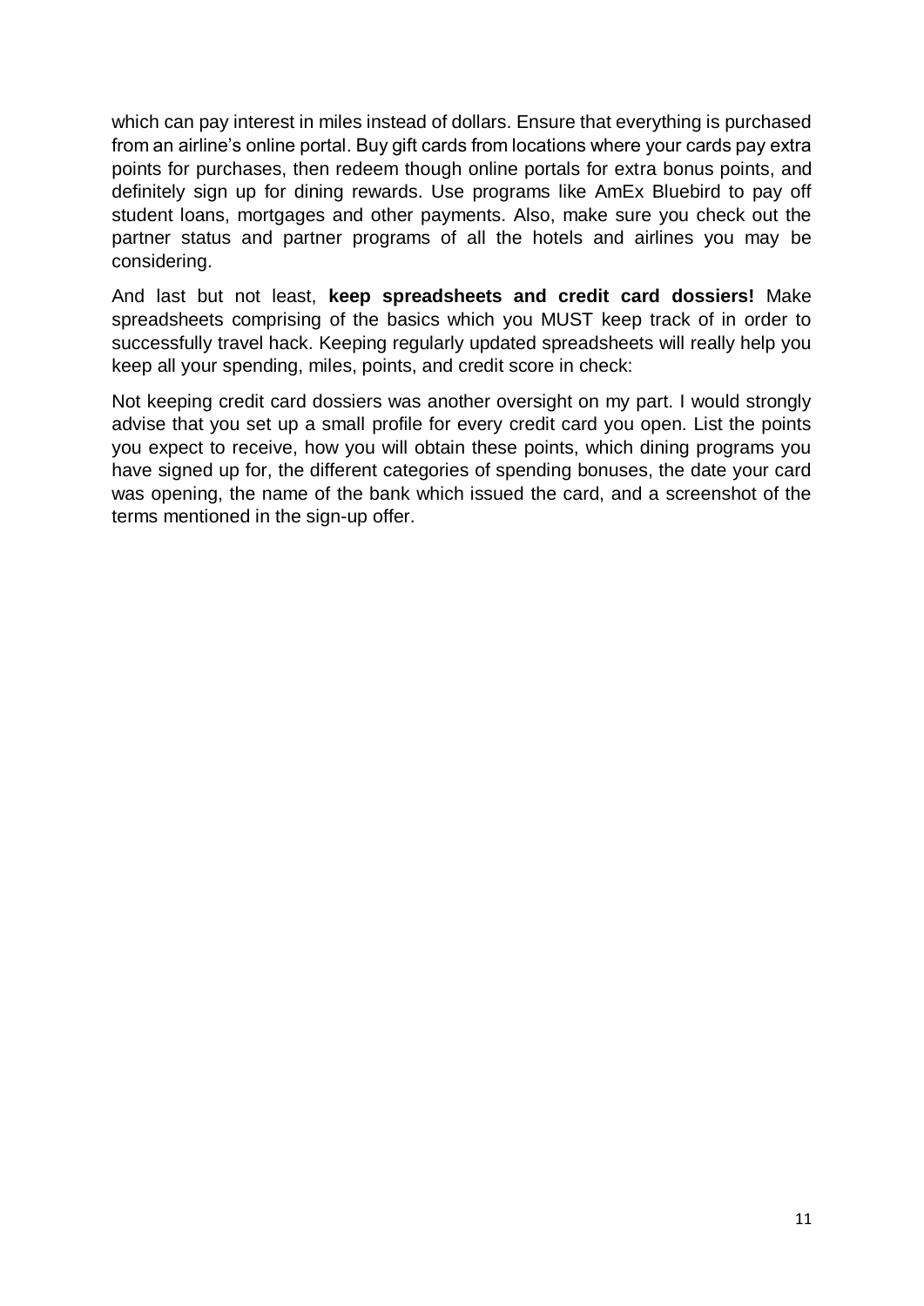which can pay interest in miles instead of dollars. Ensure that everything is purchased from an airline's online portal. Buy gift cards from locations where your cards pay extra points for purchases, then redeem though online portals for extra bonus points, and definitely sign up for dining rewards. Use programs like AmEx Bluebird to pay off student loans, mortgages and other payments. Also, make sure you check out the partner status and partner programs of all the hotels and airlines you may be considering.

And last but not least, **keep spreadsheets and credit card dossiers!** Make spreadsheets comprising of the basics which you MUST keep track of in order to successfully travel hack. Keeping regularly updated spreadsheets will really help you keep all your spending, miles, points, and credit score in check:

Not keeping credit card dossiers was another oversight on my part. I would strongly advise that you set up a small profile for every credit card you open. List the points you expect to receive, how you will obtain these points, which dining programs you have signed up for, the different categories of spending bonuses, the date your card was opening, the name of the bank which issued the card, and a screenshot of the terms mentioned in the sign-up offer.